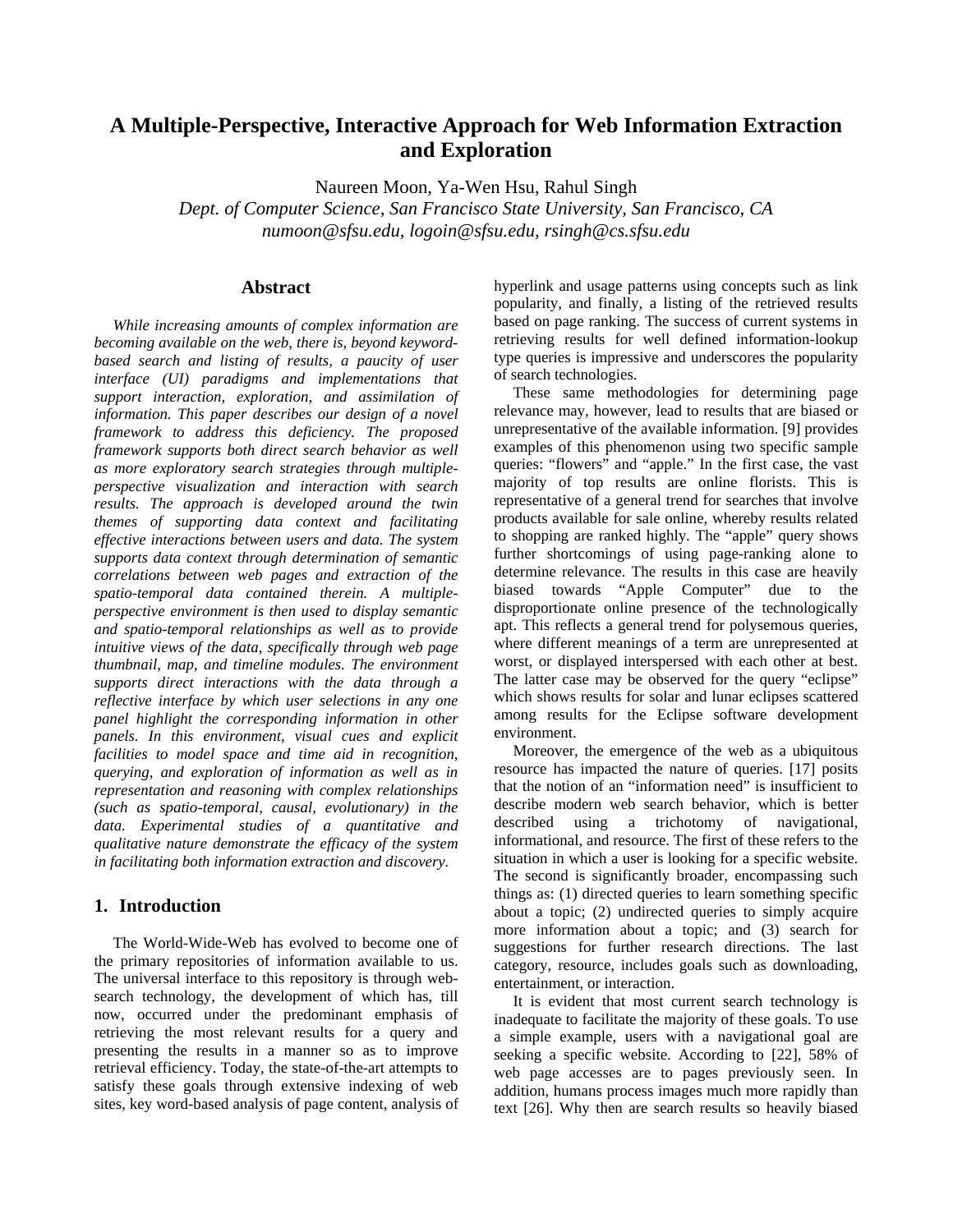# A Multiple-Perspective, Interactive Approach for Web Information Extraction and Exploration

Naureen Moon, Ya-Wen Hsu, Rahul Singh

*Dept. of Computer Science, San Francisco State University, San Francisco, CA*

*numoon@sfsu.edu, logoin@sfsu.edu, rsingh@cs.sfsu.edu*

## Abstract

*While increasing amounts of complex information are becoming available on the web, there is, beyond keyword-based search and listing of results, a paucity of user interface (UI) paradigms and implementations that support interaction, exploration, and assimilation of information. This paper describes our design of a novel framework to address this deficiency. The proposed framework supports both direct search behavior as well as more exploratory search strategies through multiple-perspective visualization and interaction with search results. The approach is developed around the twin themes of supporting data context and facilitating effective interactions between users and data. The system supports data context through determination of semantic correlations between web pages and extraction of the spatio-temporal data contained therein. A multiple-perspective environment is then used to display semantic and spatio-temporal relationships as well as to provide intuitive views of the data, specifically through web page thumbnail, map, and timeline modules. The environment supports direct interactions with the data through a reflective interface by which user selections in any one panel highlight the corresponding information in other panels. In this environment, visual cues and explicit facilities to model space and time aid in recognition, querying, and exploration of information as well as in representation and reasoning with complex relationships (such as spatio-temporal, causal, evolutionary) in the data. Experimental studies of a quantitative and qualitative nature demonstrate the efficacy of the system in facilitating both information extraction and discovery.*

## 1. Introduction

The World-Wide-Web has evolved to become one of the primary repositories of information available to us. The universal interface to this repository is through web-search technology, the development of which has, till now, occurred under the predominant emphasis of retrieving the most relevant results for a query and presenting the results in a manner so as to improve retrieval efficiency. Today, the state-of-the-art attempts to satisfy these goals through extensive indexing of web sites, key word-based analysis of page content, analysis of hyperlink and usage patterns using concepts such as link popularity, and finally, a listing of the retrieved results based on page ranking. The success of current systems in retrieving results for well defined information-lookup type queries is impressive and underscores the popularity of search technologies.

These same methodologies for determining page relevance may, however, lead to results that are biased or unrepresentative of the available information. [9] provides examples of this phenomenon using two specific sample queries: "flowers" and "apple." In the first case, the vast majority of top results are online florists. This is representative of a general trend for searches that involve products available for sale online, whereby results related to shopping are ranked highly. The "apple" query shows further shortcomings of using page-ranking alone to determine relevance. The results in this case are heavily biased towards "Apple Computer" due to the disproportionate online presence of the technologically apt. This reflects a general trend for polysemous queries, where different meanings of a term are unrepresented at worst, or displayed interspersed with each other at best. The latter case may be observed for the query "eclipse" which shows results for solar and lunar eclipses scattered among results for the Eclipse software development environment.

Moreover, the emergence of the web as a ubiquitous resource has impacted the nature of queries. [17] posits that the notion of an "information need" is insufficient to describe modern web search behavior, which is better described using a trichotomy of navigational, informational, and resource. The first of these refers to the situation in which a user is looking for a specific website. The second is significantly broader, encompassing such things as: (1) directed queries to learn something specific about a topic; (2) undirected queries to simply acquire more information about a topic; and (3) search for suggestions for further research directions. The last category, resource, includes goals such as downloading, entertainment, or interaction.

It is evident that most current search technology is inadequate to facilitate the majority of these goals. To use a simple example, users with a navigational goal are seeking a specific website. According to [22], 58% of web page accesses are to pages previously seen. In addition, humans process images much more rapidly than text [26]. Why then are search results so heavily biased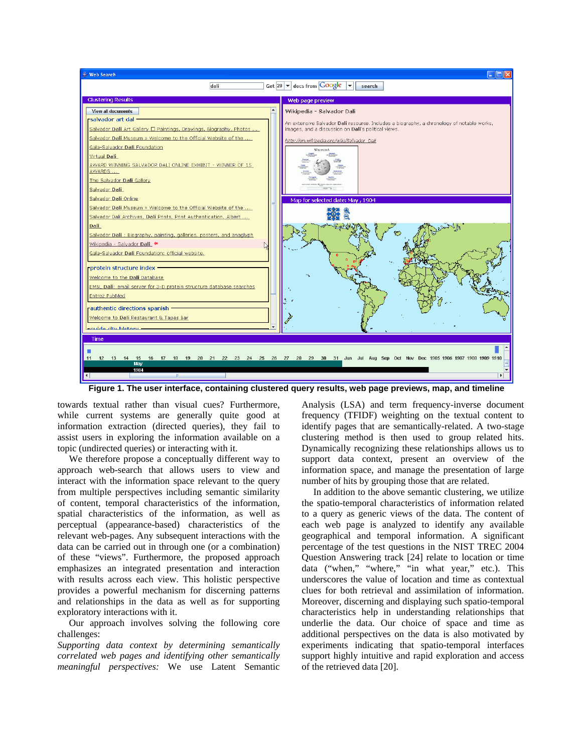Figure 1. The user interface, containing clustered query results, web page previews, map, and timeline

towards textual rather than visual cues? Furthermore, while current systems are generally quite good at information extraction (directed queries), they fail to assist users in exploring the information available on a topic (undirected queries) or interacting with it.

We therefore propose a conceptually different way to approach web-search that allows users to view and interact with the information space relevant to the query from multiple perspectives including semantic similarity of content, temporal characteristics of the information, spatial characteristics of the information, as well as perceptual (appearance-based) characteristics of the relevant web-pages. Any subsequent interactions with the data can be carried out in through one (or a combination) of these "views". Furthermore, the proposed approach emphasizes an integrated presentation and interaction with results across each view. This holistic perspective provides a powerful mechanism for discerning patterns and relationships in the data as well as for supporting exploratory interactions with it.

Our approach involves solving the following core challenges:

*Supporting data context by determining semantically correlated web pages and identifying other semantically meaningful perspectives:* We use Latent Semantic Analysis (LSA) and term frequency-inverse document frequency (TFIDF) weighting on the textual content to identify pages that are semantically-related. A two-stage clustering method is then used to group related hits. Dynamically recognizing these relationships allows us to support data context, present an overview of the information space, and manage the presentation of large number of hits by grouping those that are related.

In addition to the above semantic clustering, we utilize the spatio-temporal characteristics of information related to a query as generic views of the data. The content of each web page is analyzed to identify any available geographical and temporal information. A significant percentage of the test questions in the NIST TREC 2004 Question Answering track [24] relate to location or time data ("when," "where," "in what year," etc.). This underscores the value of location and time as contextual clues for both retrieval and assimilation of information. Moreover, discerning and displaying such spatio-temporal characteristics help in understanding relationships that underlie the data. Our choice of space and time as additional perspectives on the data is also motivated by experiments indicating that spatio-temporal interfaces support highly intuitive and rapid exploration and access of the retrieved data [20].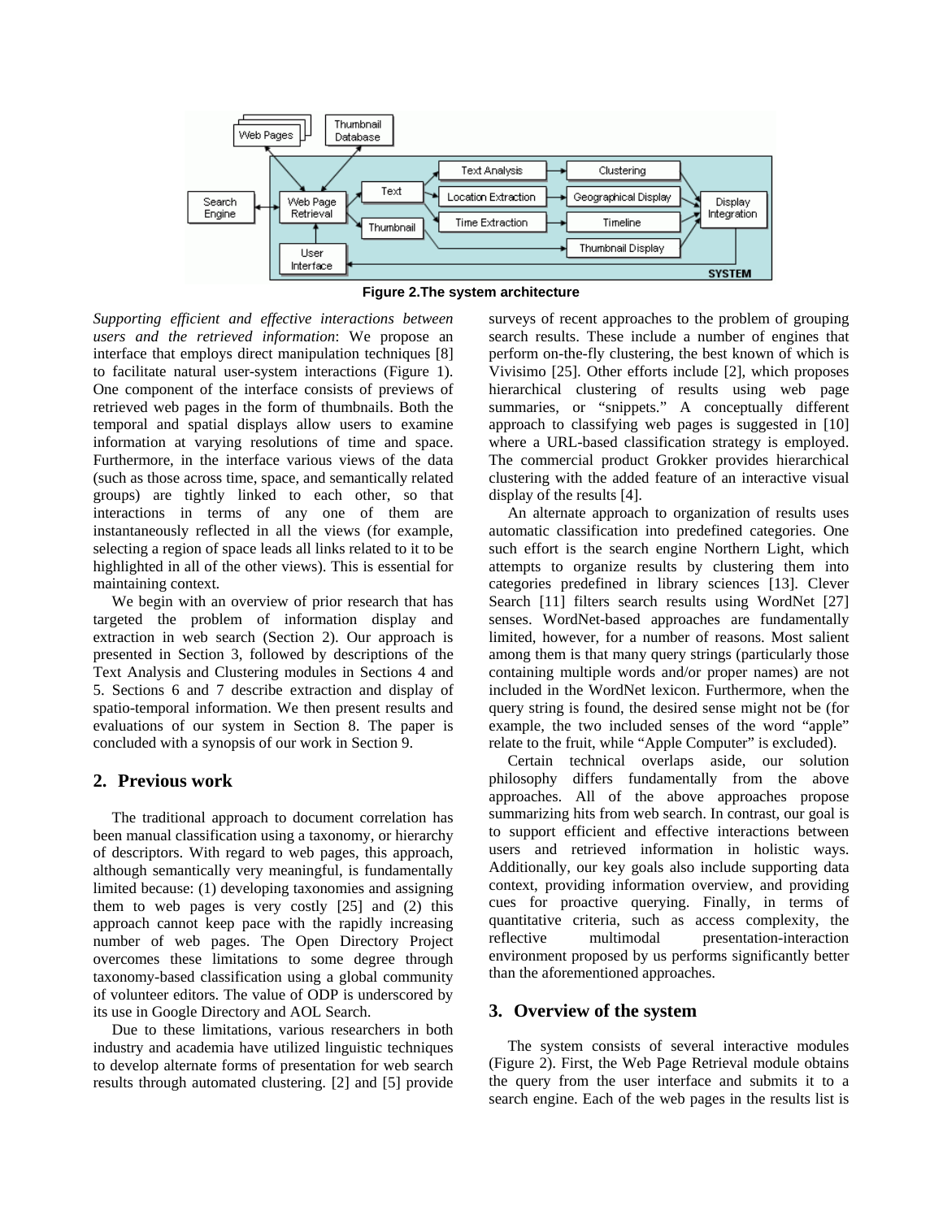Figure 2.The system architecture

*Supporting efficient and effective interactions between users and the retrieved information*: We propose an interface that employs direct manipulation techniques [8] to facilitate natural user-system interactions (Figure 1). One component of the interface consists of previews of retrieved web pages in the form of thumbnails. Both the temporal and spatial displays allow users to examine information at varying resolutions of time and space. Furthermore, in the interface various views of the data (such as those across time, space, and semantically related groups) are tightly linked to each other, so that interactions in terms of any one of them are instantaneously reflected in all the views (for example, selecting a region of space leads all links related to it to be highlighted in all of the other views). This is essential for maintaining context.

We begin with an overview of prior research that has targeted the problem of information display and extraction in web search (Section 2). Our approach is presented in Section 3, followed by descriptions of the Text Analysis and Clustering modules in Sections 4 and 5. Sections 6 and 7 describe extraction and display of spatio-temporal information. We then present results and evaluations of our system in Section 8. The paper is concluded with a synopsis of our work in Section 9.

## 2. Previous work

The traditional approach to document correlation has been manual classification using a taxonomy, or hierarchy of descriptors. With regard to web pages, this approach, although semantically very meaningful, is fundamentally limited because: (1) developing taxonomies and assigning them to web pages is very costly [25] and (2) this approach cannot keep pace with the rapidly increasing number of web pages. The Open Directory Project overcomes these limitations to some degree through taxonomy-based classification using a global community of volunteer editors. The value of ODP is underscored by its use in Google Directory and AOL Search.

Due to these limitations, various researchers in both industry and academia have utilized linguistic techniques to develop alternate forms of presentation for web search results through automated clustering. [2] and [5] provide surveys of recent approaches to the problem of grouping search results. These include a number of engines that perform on-the-fly clustering, the best known of which is Vivisimo [25]. Other efforts include [2], which proposes hierarchical clustering of results using web page summaries, or "snippets." A conceptually different approach to classifying web pages is suggested in [10] where a URL-based classification strategy is employed. The commercial product Grokker provides hierarchical clustering with the added feature of an interactive visual display of the results [4].

An alternate approach to organization of results uses automatic classification into predefined categories. One such effort is the search engine Northern Light, which attempts to organize results by clustering them into categories predefined in library sciences [13]. Clever Search [11] filters search results using WordNet [27] senses. WordNet-based approaches are fundamentally limited, however, for a number of reasons. Most salient among them is that many query strings (particularly those containing multiple words and/or proper names) are not included in the WordNet lexicon. Furthermore, when the query string is found, the desired sense might not be (for example, the two included senses of the word "apple" relate to the fruit, while "Apple Computer" is excluded).

Certain technical overlaps aside, our solution philosophy differs fundamentally from the above approaches. All of the above approaches propose summarizing hits from web search. In contrast, our goal is to support efficient and effective interactions between users and retrieved information in holistic ways. Additionally, our key goals also include supporting data context, providing information overview, and providing cues for proactive querying. Finally, in terms of quantitative criteria, such as access complexity, the reflective multimodal presentation-interaction environment proposed by us performs significantly better than the aforementioned approaches.

## 3. Overview of the system

The system consists of several interactive modules (Figure 2). First, the Web Page Retrieval module obtains the query from the user interface and submits it to a search engine. Each of the web pages in the results list is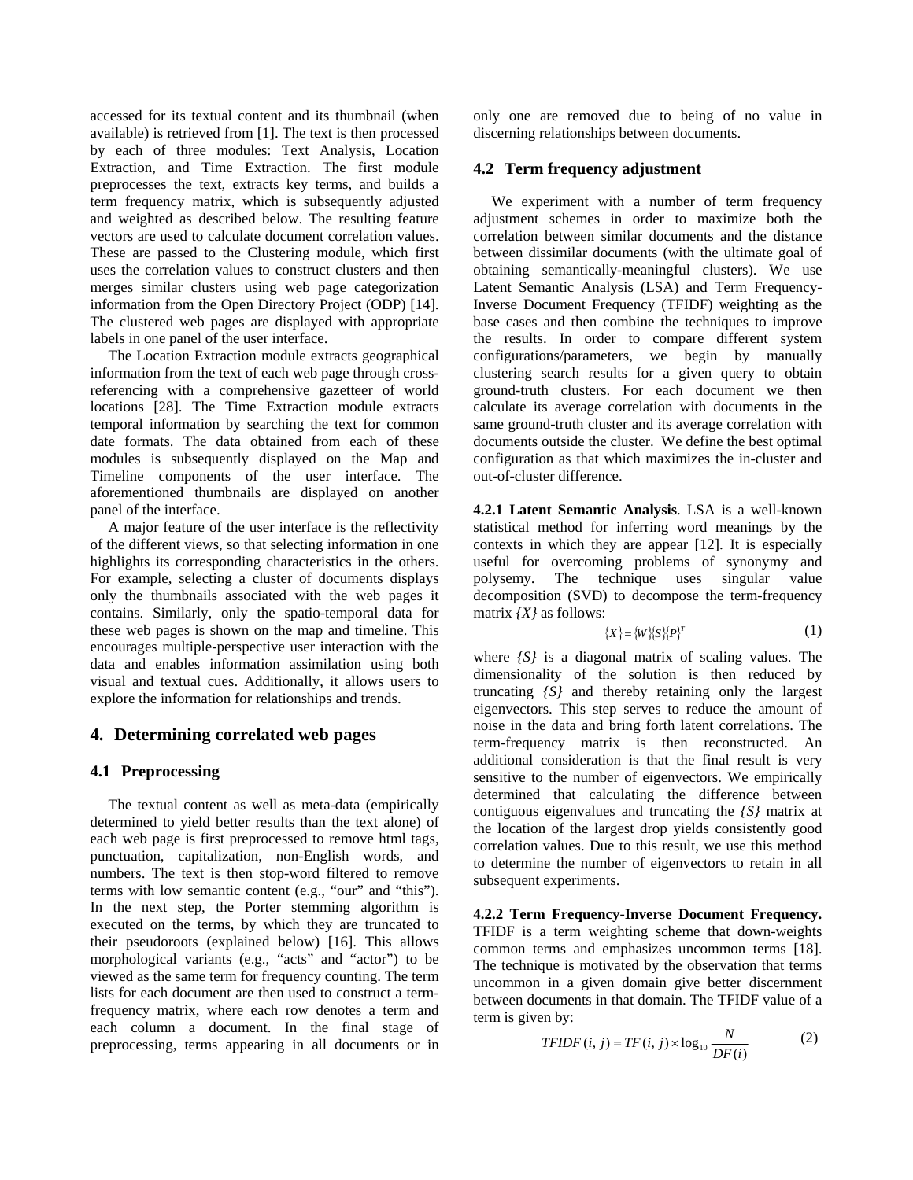accessed for its textual content and its thumbnail (when available) is retrieved from [1]. The text is then processed by each of three modules: Text Analysis, Location Extraction, and Time Extraction. The first module preprocesses the text, extracts key terms, and builds a term frequency matrix, which is subsequently adjusted and weighted as described below. The resulting feature vectors are used to calculate document correlation values. These are passed to the Clustering module, which first uses the correlation values to construct clusters and then merges similar clusters using web page categorization information from the Open Directory Project (ODP) [14]. The clustered web pages are displayed with appropriate labels in one panel of the user interface.

The Location Extraction module extracts geographical information from the text of each web page through cross-referencing with a comprehensive gazetteer of world locations [28]. The Time Extraction module extracts temporal information by searching the text for common date formats. The data obtained from each of these modules is subsequently displayed on the Map and Timeline components of the user interface. The aforementioned thumbnails are displayed on another panel of the interface.

A major feature of the user interface is the reflectivity of the different views, so that selecting information in one highlights its corresponding characteristics in the others. For example, selecting a cluster of documents displays only the thumbnails associated with the web pages it contains. Similarly, only the spatio-temporal data for these web pages is shown on the map and timeline. This encourages multiple-perspective user interaction with the data and enables information assimilation using both visual and textual cues. Additionally, it allows users to explore the information for relationships and trends.

## 4. Determining correlated web pages

### 4.1 Preprocessing

The textual content as well as meta-data (empirically determined to yield better results than the text alone) of each web page is first preprocessed to remove html tags, punctuation, capitalization, non-English words, and numbers. The text is then stop-word filtered to remove terms with low semantic content (e.g., “our” and “this”). In the next step, the Porter stemming algorithm is executed on the terms, by which they are truncated to their pseudoroots (explained below) [16]. This allows morphological variants (e.g., “acts” and “actor”) to be viewed as the same term for frequency counting. The term lists for each document are then used to construct a term-frequency matrix, where each row denotes a term and each column a document. In the final stage of preprocessing, terms appearing in all documents or in only one are removed due to being of no value in discerning relationships between documents.

### 4.2 Term frequency adjustment

We experiment with a number of term frequency adjustment schemes in order to maximize both the correlation between similar documents and the distance between dissimilar documents (with the ultimate goal of obtaining semantically-meaningful clusters). We use Latent Semantic Analysis (LSA) and Term Frequency-Inverse Document Frequency (TFIDF) weighting as the base cases and then combine the techniques to improve the results. In order to compare different system configurations/parameters, we begin by manually clustering search results for a given query to obtain ground-truth clusters. For each document we then calculate its average correlation with documents in the same ground-truth cluster and its average correlation with documents outside the cluster. We define the best optimal configuration as that which maximizes the in-cluster and out-of-cluster difference.

**4.2.1 Latent Semantic Analysis**. LSA is a well-known statistical method for inferring word meanings by the contexts in which they are appear [12]. It is especially useful for overcoming problems of synonymy and polysemy. The technique uses singular value decomposition (SVD) to decompose the term-frequency matrix *{X}* as follows:

$$\{X\} = \{W\}\{S\}\{P\}^T \tag{1}$$

where *{S}* is a diagonal matrix of scaling values. The dimensionality of the solution is then reduced by truncating *{S}* and thereby retaining only the largest eigenvectors. This step serves to reduce the amount of noise in the data and bring forth latent correlations. The term-frequency matrix is then reconstructed. An additional consideration is that the final result is very sensitive to the number of eigenvectors. We empirically determined that calculating the difference between contiguous eigenvalues and truncating the *{S}* matrix at the location of the largest drop yields consistently good correlation values. Due to this result, we use this method to determine the number of eigenvectors to retain in all subsequent experiments.

**4.2.2 Term Frequency-Inverse Document Frequency.** TFIDF is a term weighting scheme that down-weights common terms and emphasizes uncommon terms [18]. The technique is motivated by the observation that terms uncommon in a given domain give better discernment between documents in that domain. The TFIDF value of a term is given by:

$$TFIDF(i, j) = TF(i, j) \times \log_{10} \frac{N}{DF(i)} \tag{2}$$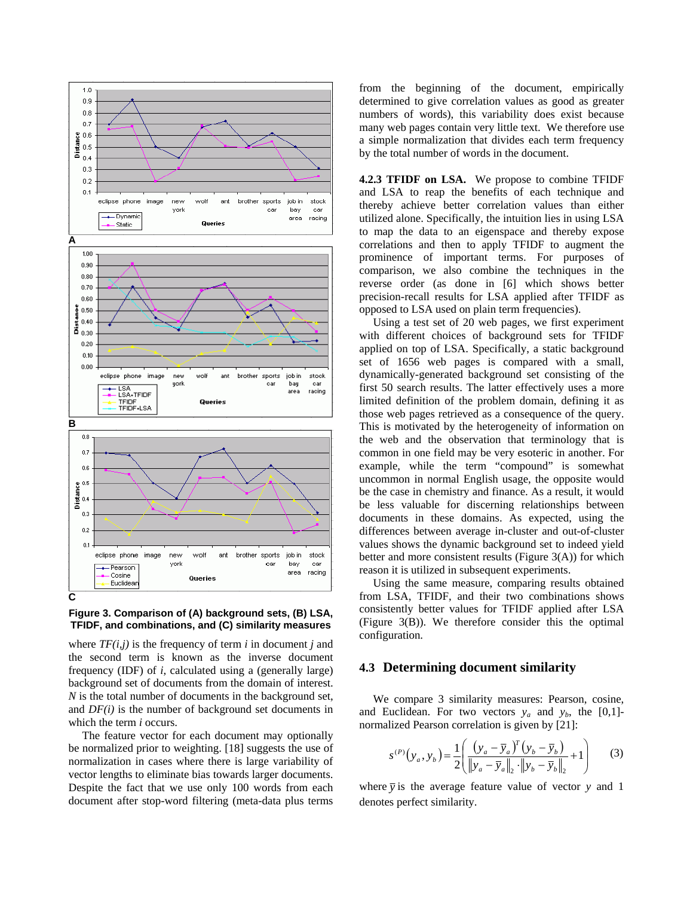Figure 3. Comparison of (A) background sets, (B) LSA, TFIDF, and combinations, and (C) similarity measures

where $TF(i,j)$ is the frequency of term $i$ in document $j$ and the second term is known as the inverse document frequency (IDF) of $i$, calculated using a (generally large) background set of documents from the domain of interest. $N$ is the total number of documents in the background set, and $DF(i)$ is the number of background set documents in which the term $i$ occurs.

The feature vector for each document may optionally be normalized prior to weighting. [18] suggests the use of normalization in cases where there is large variability of vector lengths to eliminate bias towards larger documents. Despite the fact that we use only 100 words from each document after stop-word filtering (meta-data plus terms from the beginning of the document, empirically determined to give correlation values as good as greater numbers of words), this variability does exist because many web pages contain very little text. We therefore use a simple normalization that divides each term frequency by the total number of words in the document.

**4.2.3 TFIDF on LSA.** We propose to combine TFIDF and LSA to reap the benefits of each technique and thereby achieve better correlation values than either utilized alone. Specifically, the intuition lies in using LSA to map the data to an eigenspace and thereby expose correlations and then to apply TFIDF to augment the prominence of important terms. For purposes of comparison, we also combine the techniques in the reverse order (as done in [6] which shows better precision-recall results for LSA applied after TFIDF as opposed to LSA used on plain term frequencies).

Using a test set of 20 web pages, we first experiment with different choices of background sets for TFIDF applied on top of LSA. Specifically, a static background set of 1656 web pages is compared with a small, dynamically-generated background set consisting of the first 50 search results. The latter effectively uses a more limited definition of the problem domain, defining it as those web pages retrieved as a consequence of the query. This is motivated by the heterogeneity of information on the web and the observation that terminology that is common in one field may be very esoteric in another. For example, while the term "compound" is somewhat uncommon in normal English usage, the opposite would be the case in chemistry and finance. As a result, it would be less valuable for discerning relationships between documents in these domains. As expected, using the differences between average in-cluster and out-of-cluster values shows the dynamic background set to indeed yield better and more consistent results (Figure 3(A)) for which reason it is utilized in subsequent experiments.

Using the same measure, comparing results obtained from LSA, TFIDF, and their two combinations shows consistently better values for TFIDF applied after LSA (Figure 3(B)). We therefore consider this the optimal configuration.

## 4.3 Determining document similarity

We compare 3 similarity measures: Pearson, cosine, and Euclidean. For two vectors $y_a$ and $y_b$, the [0,1]-normalized Pearson correlation is given by [21]:

$$s^{(P)}(y_a, y_b) = \frac{1}{2}\left(\frac{(y_a - \bar{y}_a)^T (y_b - \bar{y}_b)}{\|y_a - \bar{y}_a\|_2 \cdot \|y_b - \bar{y}_b\|_2} + 1\right) \quad (3)$$

where $\bar{y}$ is the average feature value of vector $y$ and 1 denotes perfect similarity.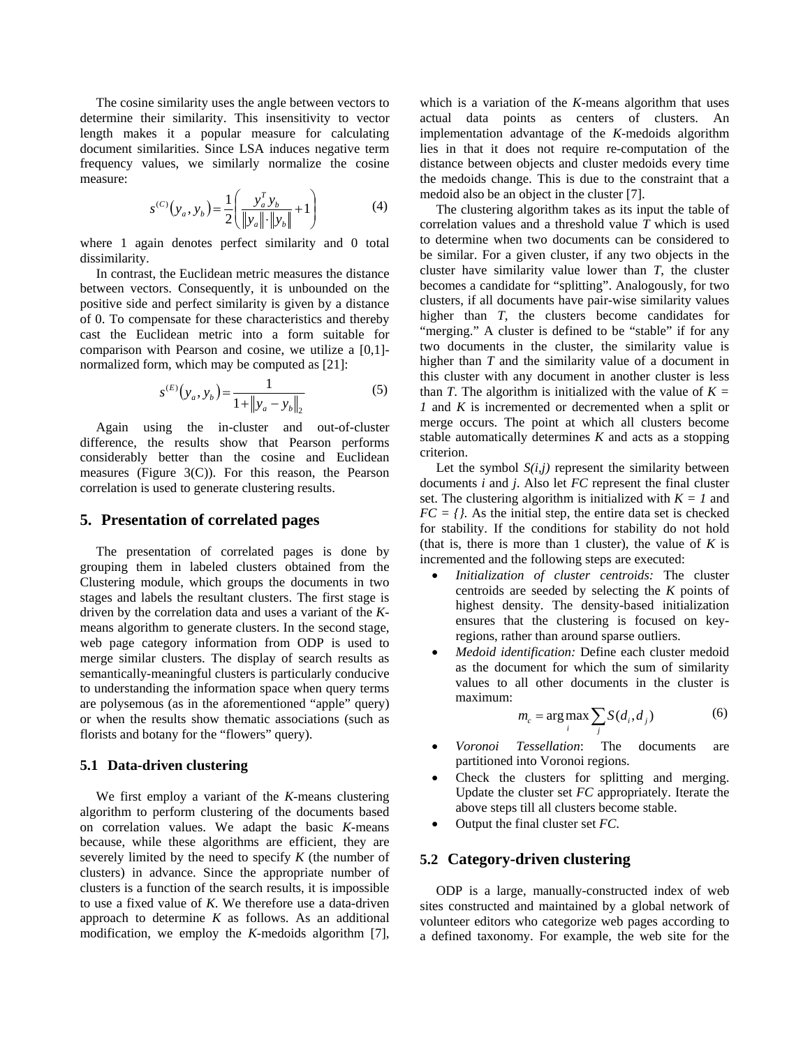The cosine similarity uses the angle between vectors to determine their similarity. This insensitivity to vector length makes it a popular measure for calculating document similarities. Since LSA induces negative term frequency values, we similarly normalize the cosine measure:

$$s^{(C)}(y_a, y_b) = \frac{1}{2}\left(\frac{y_a^T y_b}{\|y_a\| \cdot \|y_b\|} + 1\right) \tag{4}$$

where 1 again denotes perfect similarity and 0 total dissimilarity.

In contrast, the Euclidean metric measures the distance between vectors. Consequently, it is unbounded on the positive side and perfect similarity is given by a distance of 0. To compensate for these characteristics and thereby cast the Euclidean metric into a form suitable for comparison with Pearson and cosine, we utilize a [0,1]-normalized form, which may be computed as [21]:

$$s^{(E)}(y_a, y_b) = \frac{1}{1 + \|y_a - y_b\|_2} \tag{5}$$

Again using the in-cluster and out-of-cluster difference, the results show that Pearson performs considerably better than the cosine and Euclidean measures (Figure 3(C)). For this reason, the Pearson correlation is used to generate clustering results.

## 5. Presentation of correlated pages

The presentation of correlated pages is done by grouping them in labeled clusters obtained from the Clustering module, which groups the documents in two stages and labels the resultant clusters. The first stage is driven by the correlation data and uses a variant of the *K*-means algorithm to generate clusters. In the second stage, web page category information from ODP is used to merge similar clusters. The display of search results as semantically-meaningful clusters is particularly conducive to understanding the information space when query terms are polysemous (as in the aforementioned "apple" query) or when the results show thematic associations (such as florists and botany for the "flowers" query).

### 5.1 Data-driven clustering

We first employ a variant of the *K*-means clustering algorithm to perform clustering of the documents based on correlation values. We adapt the basic *K*-means because, while these algorithms are efficient, they are severely limited by the need to specify *K* (the number of clusters) in advance. Since the appropriate number of clusters is a function of the search results, it is impossible to use a fixed value of *K*. We therefore use a data-driven approach to determine *K* as follows. As an additional modification, we employ the *K*-medoids algorithm [7], which is a variation of the *K*-means algorithm that uses actual data points as centers of clusters. An implementation advantage of the *K*-medoids algorithm lies in that it does not require re-computation of the distance between objects and cluster medoids every time the medoids change. This is due to the constraint that a medoid also be an object in the cluster [7].

The clustering algorithm takes as its input the table of correlation values and a threshold value *T* which is used to determine when two documents can be considered to be similar. For a given cluster, if any two objects in the cluster have similarity value lower than *T*, the cluster becomes a candidate for "splitting". Analogously, for two clusters, if all documents have pair-wise similarity values higher than *T*, the clusters become candidates for "merging." A cluster is defined to be "stable" if for any two documents in the cluster, the similarity value is higher than *T* and the similarity value of a document in this cluster with any document in another cluster is less than *T*. The algorithm is initialized with the value of $K = 1$ and *K* is incremented or decremented when a split or merge occurs. The point at which all clusters become stable automatically determines *K* and acts as a stopping criterion.

Let the symbol $S(i,j)$ represent the similarity between documents *i* and *j*. Also let *FC* represent the final cluster set. The clustering algorithm is initialized with $K = 1$ and $FC = \{\}$. As the initial step, the entire data set is checked for stability. If the conditions for stability do not hold (that is, there is more than 1 cluster), the value of *K* is incremented and the following steps are executed:

- *Initialization of cluster centroids:* The cluster centroids are seeded by selecting the *K* points of highest density. The density-based initialization ensures that the clustering is focused on key-regions, rather than around sparse outliers.
- *Medoid identification:* Define each cluster medoid as the document for which the sum of similarity values to all other documents in the cluster is maximum:

$$m_c = \arg\max_i \sum_j S(d_i, d_j) \tag{6}$$

- *Voronoi Tessellation*: The documents are partitioned into Voronoi regions.
- Check the clusters for splitting and merging. Update the cluster set *FC* appropriately. Iterate the above steps till all clusters become stable.
- Output the final cluster set *FC*.

### 5.2 Category-driven clustering

ODP is a large, manually-constructed index of web sites constructed and maintained by a global network of volunteer editors who categorize web pages according to a defined taxonomy. For example, the web site for the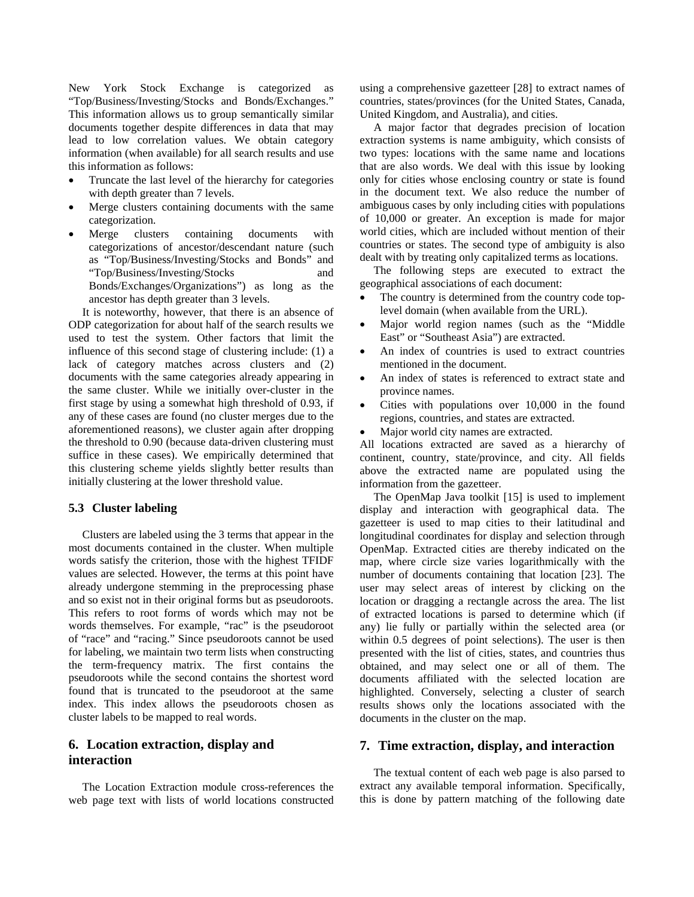New York Stock Exchange is categorized as "Top/Business/Investing/Stocks and Bonds/Exchanges." This information allows us to group semantically similar documents together despite differences in data that may lead to low correlation values. We obtain category information (when available) for all search results and use this information as follows:

- Truncate the last level of the hierarchy for categories with depth greater than 7 levels.
- Merge clusters containing documents with the same categorization.
- Merge clusters containing documents with categorizations of ancestor/descendant nature (such as "Top/Business/Investing/Stocks and Bonds" and "Top/Business/Investing/Stocks and Bonds/Exchanges/Organizations") as long as the ancestor has depth greater than 3 levels.

It is noteworthy, however, that there is an absence of ODP categorization for about half of the search results we used to test the system. Other factors that limit the influence of this second stage of clustering include: (1) a lack of category matches across clusters and (2) documents with the same categories already appearing in the same cluster. While we initially over-cluster in the first stage by using a somewhat high threshold of 0.93, if any of these cases are found (no cluster merges due to the aforementioned reasons), we cluster again after dropping the threshold to 0.90 (because data-driven clustering must suffice in these cases). We empirically determined that this clustering scheme yields slightly better results than initially clustering at the lower threshold value.

### 5.3 Cluster labeling

Clusters are labeled using the 3 terms that appear in the most documents contained in the cluster. When multiple words satisfy the criterion, those with the highest TFIDF values are selected. However, the terms at this point have already undergone stemming in the preprocessing phase and so exist not in their original forms but as pseudoroots. This refers to root forms of words which may not be words themselves. For example, "rac" is the pseudoroot of "race" and "racing." Since pseudoroots cannot be used for labeling, we maintain two term lists when constructing the term-frequency matrix. The first contains the pseudoroots while the second contains the shortest word found that is truncated to the pseudoroot at the same index. This index allows the pseudoroots chosen as cluster labels to be mapped to real words.

## 6. Location extraction, display and interaction

The Location Extraction module cross-references the web page text with lists of world locations constructed using a comprehensive gazetteer [28] to extract names of countries, states/provinces (for the United States, Canada, United Kingdom, and Australia), and cities.

A major factor that degrades precision of location extraction systems is name ambiguity, which consists of two types: locations with the same name and locations that are also words. We deal with this issue by looking only for cities whose enclosing country or state is found in the document text. We also reduce the number of ambiguous cases by only including cities with populations of 10,000 or greater. An exception is made for major world cities, which are included without mention of their countries or states. The second type of ambiguity is also dealt with by treating only capitalized terms as locations.

The following steps are executed to extract the geographical associations of each document:

- The country is determined from the country code top-level domain (when available from the URL).
- Major world region names (such as the "Middle East" or "Southeast Asia") are extracted.
- An index of countries is used to extract countries mentioned in the document.
- An index of states is referenced to extract state and province names.
- Cities with populations over 10,000 in the found regions, countries, and states are extracted.
- Major world city names are extracted.

All locations extracted are saved as a hierarchy of continent, country, state/province, and city. All fields above the extracted name are populated using the information from the gazetteer.

The OpenMap Java toolkit [15] is used to implement display and interaction with geographical data. The gazetteer is used to map cities to their latitudinal and longitudinal coordinates for display and selection through OpenMap. Extracted cities are thereby indicated on the map, where circle size varies logarithmically with the number of documents containing that location [23]. The user may select areas of interest by clicking on the location or dragging a rectangle across the area. The list of extracted locations is parsed to determine which (if any) lie fully or partially within the selected area (or within 0.5 degrees of point selections). The user is then presented with the list of cities, states, and countries thus obtained, and may select one or all of them. The documents affiliated with the selected location are highlighted. Conversely, selecting a cluster of search results shows only the locations associated with the documents in the cluster on the map.

## 7. Time extraction, display, and interaction

The textual content of each web page is also parsed to extract any available temporal information. Specifically, this is done by pattern matching of the following date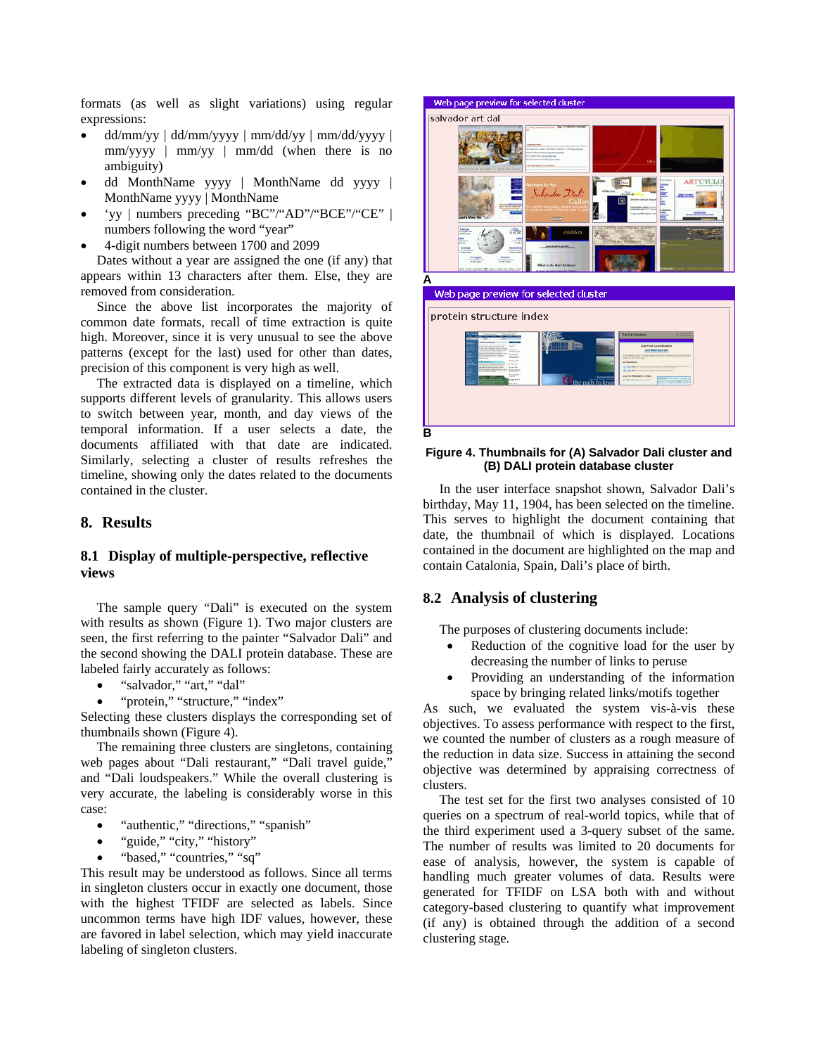formats (as well as slight variations) using regular expressions:

- dd/mm/yy | dd/mm/yyyy | mm/dd/yy | mm/dd/yyyy | mm/yyyy | mm/yy | mm/dd (when there is no ambiguity)
- dd MonthName yyyy | MonthName dd yyyy | MonthName yyyy | MonthName
- 'yy | numbers preceding "BC"/"AD"/"BCE"/"CE" | numbers following the word "year"
- 4-digit numbers between 1700 and 2099

Dates without a year are assigned the one (if any) that appears within 13 characters after them. Else, they are removed from consideration.

Since the above list incorporates the majority of common date formats, recall of time extraction is quite high. Moreover, since it is very unusual to use the above patterns (except for the last) used for other than dates, precision of this component is very high as well.

The extracted data is displayed on a timeline, which supports different levels of granularity. This allows users to switch between year, month, and day views of the temporal information. If a user selects a date, the documents affiliated with that date are indicated. Similarly, selecting a cluster of results refreshes the timeline, showing only the dates related to the documents contained in the cluster.

## 8. Results

### 8.1 Display of multiple-perspective, reflective views

The sample query "Dali" is executed on the system with results as shown (Figure 1). Two major clusters are seen, the first referring to the painter "Salvador Dali" and the second showing the DALI protein database. These are labeled fairly accurately as follows:

- "salvador," "art," "dal"
- "protein," "structure," "index"

Selecting these clusters displays the corresponding set of thumbnails shown (Figure 4).

The remaining three clusters are singletons, containing web pages about "Dali restaurant," "Dali travel guide," and "Dali loudspeakers." While the overall clustering is very accurate, the labeling is considerably worse in this case:

- "authentic," "directions," "spanish"
- "guide," "city," "history"
- "based," "countries," "sq"

This result may be understood as follows. Since all terms in singleton clusters occur in exactly one document, those with the highest TFIDF are selected as labels. Since uncommon terms have high IDF values, however, these are favored in label selection, which may yield inaccurate labeling of singleton clusters.

**Figure 4. Thumbnails for (A) Salvador Dali cluster and (B) DALI protein database cluster**

In the user interface snapshot shown, Salvador Dali's birthday, May 11, 1904, has been selected on the timeline. This serves to highlight the document containing that date, the thumbnail of which is displayed. Locations contained in the document are highlighted on the map and contain Catalonia, Spain, Dali's place of birth.

### 8.2 Analysis of clustering

The purposes of clustering documents include:

- Reduction of the cognitive load for the user by decreasing the number of links to peruse
- Providing an understanding of the information space by bringing related links/motifs together

As such, we evaluated the system vis-à-vis these objectives. To assess performance with respect to the first, we counted the number of clusters as a rough measure of the reduction in data size. Success in attaining the second objective was determined by appraising correctness of clusters.

The test set for the first two analyses consisted of 10 queries on a spectrum of real-world topics, while that of the third experiment used a 3-query subset of the same. The number of results was limited to 20 documents for ease of analysis, however, the system is capable of handling much greater volumes of data. Results were generated for TFIDF on LSA both with and without category-based clustering to quantify what improvement (if any) is obtained through the addition of a second clustering stage.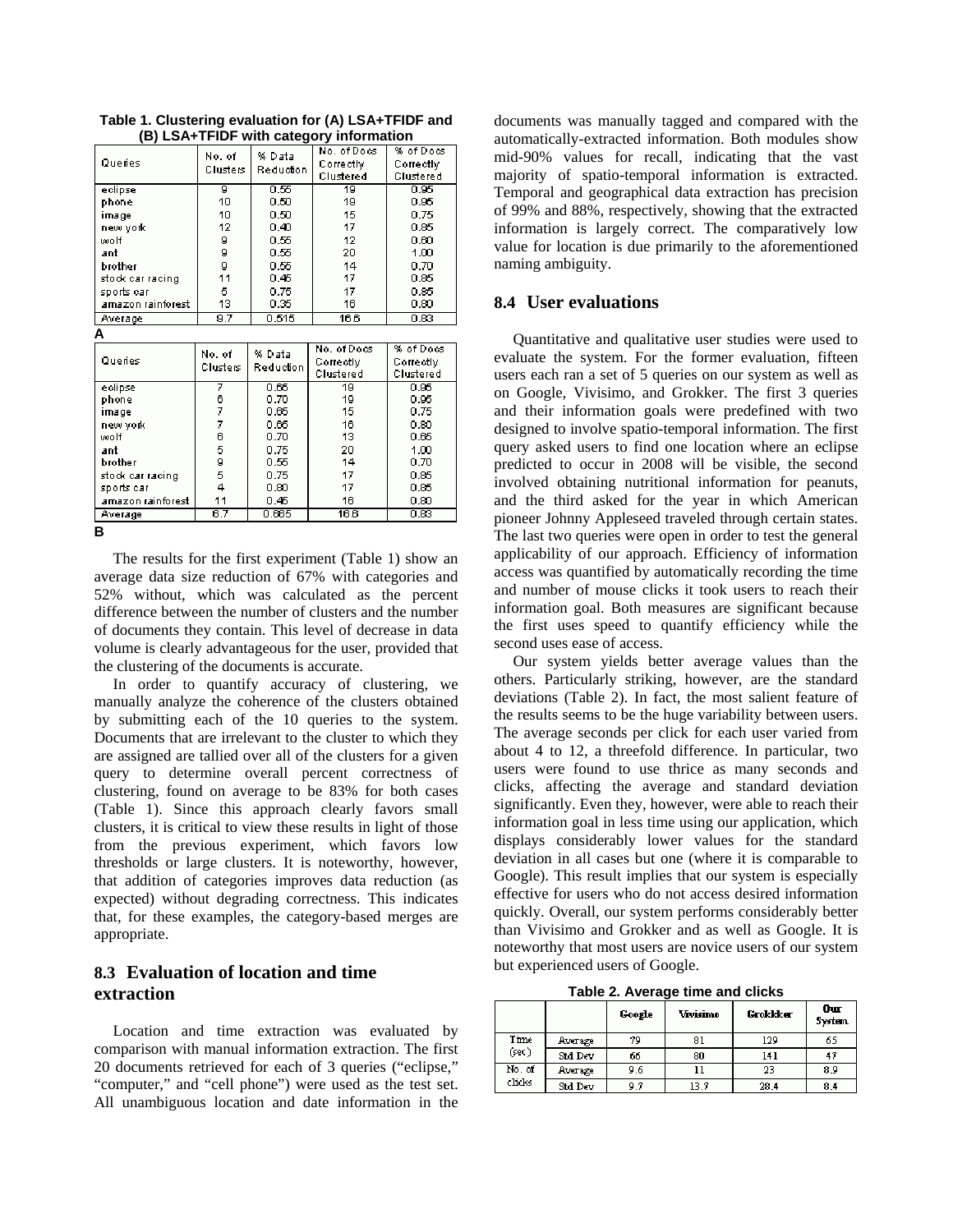**Table 1. Clustering evaluation for (A) LSA+TFIDF and (B) LSA+TFIDF with category information**

| Queries | No. of Clusters | % Data Reduction | No. of Docs Correctly Clustered | % of Docs Correctly Clustered |
|---|---|---|---|---|
| eclipse | 9 | 0.55 | 19 | 0.95 |
| phone | 10 | 0.50 | 19 | 0.95 |
| image | 10 | 0.50 | 15 | 0.75 |
| new york | 12 | 0.40 | 17 | 0.85 |
| wolf | 9 | 0.55 | 12 | 0.60 |
| ant | 9 | 0.55 | 20 | 1.00 |
| brother | 9 | 0.55 | 14 | 0.70 |
| stock car racing | 11 | 0.45 | 17 | 0.85 |
| sports car | 5 | 0.75 | 17 | 0.85 |
| amazon rainforest | 13 | 0.35 | 16 | 0.80 |
| Average | 9.7 | 0.515 | 16.6 | 0.83 |

A

| Queries | No. of Clusters | % Data Reduction | No. of Docs Correctly Clustered | % of Docs Correctly Clustered |
|---|---|---|---|---|
| eclipse | 7 | 0.65 | 19 | 0.95 |
| phone | 6 | 0.70 | 19 | 0.95 |
| image | 7 | 0.65 | 15 | 0.75 |
| new york | 7 | 0.65 | 16 | 0.80 |
| wolf | 6 | 0.70 | 13 | 0.65 |
| ant | 5 | 0.75 | 20 | 1.00 |
| brother | 9 | 0.55 | 14 | 0.70 |
| stock car racing | 5 | 0.75 | 17 | 0.85 |
| sports car | 4 | 0.80 | 17 | 0.85 |
| amazon rainforest | 11 | 0.45 | 16 | 0.80 |
| Average | 6.7 | 0.665 | 16.6 | 0.83 |

B

The results for the first experiment (Table 1) show an average data size reduction of 67% with categories and 52% without, which was calculated as the percent difference between the number of clusters and the number of documents they contain. This level of decrease in data volume is clearly advantageous for the user, provided that the clustering of the documents is accurate.

In order to quantify accuracy of clustering, we manually analyze the coherence of the clusters obtained by submitting each of the 10 queries to the system. Documents that are irrelevant to the cluster to which they are assigned are tallied over all of the clusters for a given query to determine overall percent correctness of clustering, found on average to be 83% for both cases (Table 1). Since this approach clearly favors small clusters, it is critical to view these results in light of those from the previous experiment, which favors low thresholds or large clusters. It is noteworthy, however, that addition of categories improves data reduction (as expected) without degrading correctness. This indicates that, for these examples, the category-based merges are appropriate.

## 8.3 Evaluation of location and time extraction

Location and time extraction was evaluated by comparison with manual information extraction. The first 20 documents retrieved for each of 3 queries ("eclipse," "computer," and "cell phone") were used as the test set. All unambiguous location and date information in the documents was manually tagged and compared with the automatically-extracted information. Both modules show mid-90% values for recall, indicating that the vast majority of spatio-temporal information is extracted. Temporal and geographical data extraction has precision of 99% and 88%, respectively, showing that the extracted information is largely correct. The comparatively low value for location is due primarily to the aforementioned naming ambiguity.

## 8.4 User evaluations

Quantitative and qualitative user studies were used to evaluate the system. For the former evaluation, fifteen users each ran a set of 5 queries on our system as well as on Google, Vivisimo, and Grokker. The first 3 queries and their information goals were predefined with two designed to involve spatio-temporal information. The first query asked users to find one location where an eclipse predicted to occur in 2008 will be visible, the second involved obtaining nutritional information for peanuts, and the third asked for the year in which American pioneer Johnny Appleseed traveled through certain states. The last two queries were open in order to test the general applicability of our approach. Efficiency of information access was quantified by automatically recording the time and number of mouse clicks it took users to reach their information goal. Both measures are significant because the first uses speed to quantify efficiency while the second uses ease of access.

Our system yields better average values than the others. Particularly striking, however, are the standard deviations (Table 2). In fact, the most salient feature of the results seems to be the huge variability between users. The average seconds per click for each user varied from about 4 to 12, a threefold difference. In particular, two users were found to use thrice as many seconds and clicks, affecting the average and standard deviation significantly. Even they, however, were able to reach their information goal in less time using our application, which displays considerably lower values for the standard deviation in all cases but one (where it is comparable to Google). This result implies that our system is especially effective for users who do not access desired information quickly. Overall, our system performs considerably better than Vivisimo and Grokker and as well as Google. It is noteworthy that most users are novice users of our system but experienced users of Google.

**Table 2. Average time and clicks**

| | | Google | Vivisimo | Grokker | Our System |
|---|---|---|---|---|---|
| Time (sec) | Average | 79 | 81 | 129 | 65 |
| | Std Dev | 66 | 80 | 141 | 47 |
| No. of clicks | Average | 9.6 | 11 | 23 | 8.9 |
| | Std Dev | 9.7 | 13.7 | 28.4 | 8.4 |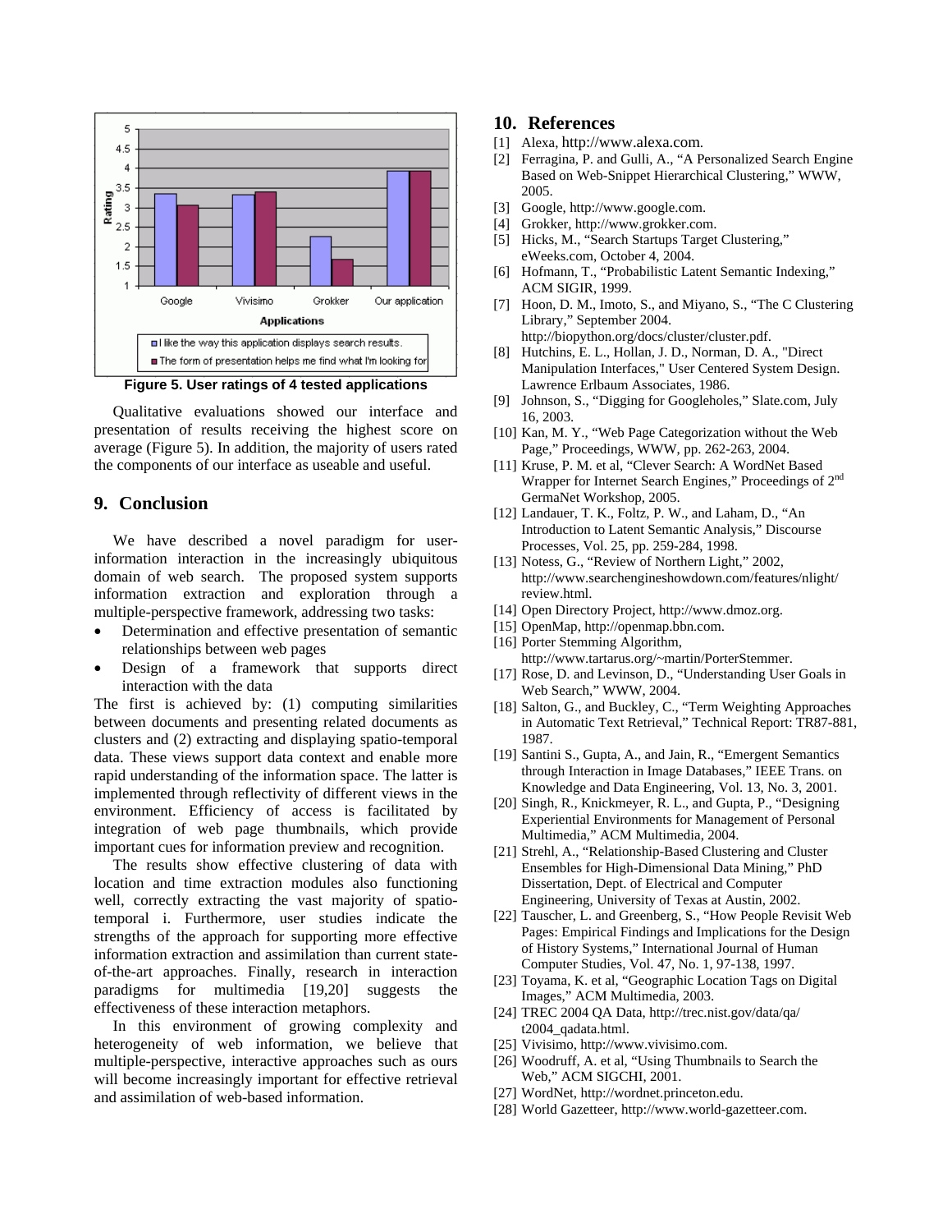5
4.5
4
3.5
3
2.5
2
1.5
1

Rating

Google
Vivisimo
Grokker
Our application

Applications

I like the way this application displays search results.
The form of presentation helps me find what I'm looking for

**Figure 5. User ratings of 4 tested applications**

Qualitative evaluations showed our interface and presentation of results receiving the highest score on average (Figure 5). In addition, the majority of users rated the components of our interface as useable and useful.

## 9. Conclusion

We have described a novel paradigm for user-information interaction in the increasingly ubiquitous domain of web search. The proposed system supports information extraction and exploration through a multiple-perspective framework, addressing two tasks:

- Determination and effective presentation of semantic relationships between web pages
- Design of a framework that supports direct interaction with the data

The first is achieved by: (1) computing similarities between documents and presenting related documents as clusters and (2) extracting and displaying spatio-temporal data. These views support data context and enable more rapid understanding of the information space. The latter is implemented through reflectivity of different views in the environment. Efficiency of access is facilitated by integration of web page thumbnails, which provide important cues for information preview and recognition.

The results show effective clustering of data with location and time extraction modules also functioning well, correctly extracting the vast majority of spatio-temporal i. Furthermore, user studies indicate the strengths of the approach for supporting more effective information extraction and assimilation than current state-of-the-art approaches. Finally, research in interaction paradigms for multimedia [19,20] suggests the effectiveness of these interaction metaphors.

In this environment of growing complexity and heterogeneity of web information, we believe that multiple-perspective, interactive approaches such as ours will become increasingly important for effective retrieval and assimilation of web-based information.

## 10. References

[1] Alexa, http://www.alexa.com.
[2] Ferragina, P. and Gulli, A., "A Personalized Search Engine Based on Web-Snippet Hierarchical Clustering," WWW, 2005.
[3] Google, http://www.google.com.
[4] Grokker, http://www.grokker.com.
[5] Hicks, M., "Search Startups Target Clustering," eWeeks.com, October 4, 2004.
[6] Hofmann, T., "Probabilistic Latent Semantic Indexing," ACM SIGIR, 1999.
[7] Hoon, D. M., Imoto, S., and Miyano, S., "The C Clustering Library," September 2004. http://biopython.org/docs/cluster/cluster.pdf.
[8] Hutchins, E. L., Hollan, J. D., Norman, D. A., "Direct Manipulation Interfaces," User Centered System Design. Lawrence Erlbaum Associates, 1986.
[9] Johnson, S., "Digging for Googleholes," Slate.com, July 16, 2003.
[10] Kan, M. Y., "Web Page Categorization without the Web Page," Proceedings, WWW, pp. 262-263, 2004.
[11] Kruse, P. M. et al, "Clever Search: A WordNet Based Wrapper for Internet Search Engines," Proceedings of 2nd GermaNet Workshop, 2005.
[12] Landauer, T. K., Foltz, P. W., and Laham, D., "An Introduction to Latent Semantic Analysis," Discourse Processes, Vol. 25, pp. 259-284, 1998.
[13] Notess, G., "Review of Northern Light," 2002, http://www.searchengineshowdown.com/features/nlight/review.html.
[14] Open Directory Project, http://www.dmoz.org.
[15] OpenMap, http://openmap.bbn.com.
[16] Porter Stemming Algorithm, http://www.tartarus.org/~martin/PorterStemmer.
[17] Rose, D. and Levinson, D., "Understanding User Goals in Web Search," WWW, 2004.
[18] Salton, G., and Buckley, C., "Term Weighting Approaches in Automatic Text Retrieval," Technical Report: TR87-881, 1987.
[19] Santini S., Gupta, A., and Jain, R., "Emergent Semantics through Interaction in Image Databases," IEEE Trans. on Knowledge and Data Engineering, Vol. 13, No. 3, 2001.
[20] Singh, R., Knickmeyer, R. L., and Gupta, P., "Designing Experiential Environments for Management of Personal Multimedia," ACM Multimedia, 2004.
[21] Strehl, A., "Relationship-Based Clustering and Cluster Ensembles for High-Dimensional Data Mining," PhD Dissertation, Dept. of Electrical and Computer Engineering, University of Texas at Austin, 2002.
[22] Tauscher, L. and Greenberg, S., "How People Revisit Web Pages: Empirical Findings and Implications for the Design of History Systems," International Journal of Human Computer Studies, Vol. 47, No. 1, 97-138, 1997.
[23] Toyama, K. et al, "Geographic Location Tags on Digital Images," ACM Multimedia, 2003.
[24] TREC 2004 QA Data, http://trec.nist.gov/data/qa/t2004_qadata.html.
[25] Vivisimo, http://www.vivisimo.com.
[26] Woodruff, A. et al, "Using Thumbnails to Search the Web," ACM SIGCHI, 2001.
[27] WordNet, http://wordnet.princeton.edu.
[28] World Gazetteer, http://www.world-gazetteer.com.